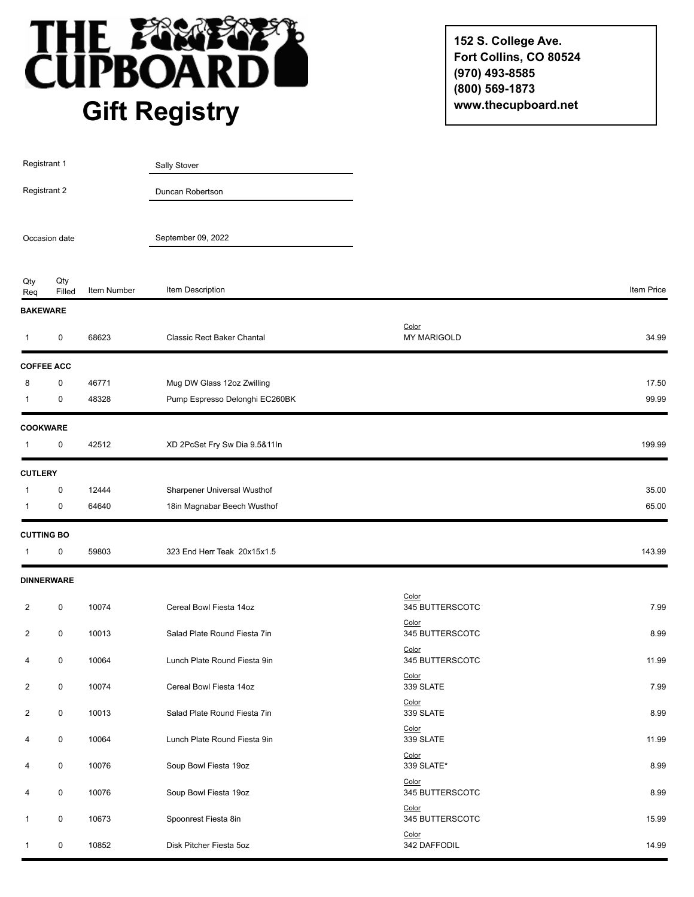# THE CUPBOARD

## Gift Registry

**152 S. College Ave.**
**Fort Collins, CO 80524**
**(970) 493-8585**
**(800) 569-1873**
**www.thecupboard.net**

Registrant 1: Sally Stover

Registrant 2: Duncan Robertson

Occasion date: September 09, 2022

| Qty Req | Qty Filled | Item Number | Item Description | | Item Price |
|---|---|---|---|---|---|
| **BAKEWARE** | | | | | |
| 1 | 0 | 68623 | Classic Rect Baker Chantal | Color: MY MARIGOLD | 34.99 |
| **COFFEE ACC** | | | | | |
| 8 | 0 | 46771 | Mug DW Glass 12oz Zwilling | | 17.50 |
| 1 | 0 | 48328 | Pump Espresso Delonghi EC260BK | | 99.99 |
| **COOKWARE** | | | | | |
| 1 | 0 | 42512 | XD 2PcSet Fry Sw Dia 9.5&11In | | 199.99 |
| **CUTLERY** | | | | | |
| 1 | 0 | 12444 | Sharpener Universal Wusthof | | 35.00 |
| 1 | 0 | 64640 | 18in Magnabar Beech Wusthof | | 65.00 |
| **CUTTING BO** | | | | | |
| 1 | 0 | 59803 | 323 End Herr Teak 20x15x1.5 | | 143.99 |
| **DINNERWARE** | | | | | |
| 2 | 0 | 10074 | Cereal Bowl Fiesta 14oz | Color: 345 BUTTERSCOTC | 7.99 |
| 2 | 0 | 10013 | Salad Plate Round Fiesta 7in | Color: 345 BUTTERSCOTC | 8.99 |
| 4 | 0 | 10064 | Lunch Plate Round Fiesta 9in | Color: 345 BUTTERSCOTC | 11.99 |
| 2 | 0 | 10074 | Cereal Bowl Fiesta 14oz | Color: 339 SLATE | 7.99 |
| 2 | 0 | 10013 | Salad Plate Round Fiesta 7in | Color: 339 SLATE | 8.99 |
| 4 | 0 | 10064 | Lunch Plate Round Fiesta 9in | Color: 339 SLATE | 11.99 |
| 4 | 0 | 10076 | Soup Bowl Fiesta 19oz | Color: 339 SLATE* | 8.99 |
| 4 | 0 | 10076 | Soup Bowl Fiesta 19oz | Color: 345 BUTTERSCOTC | 8.99 |
| 1 | 0 | 10673 | Spoonrest Fiesta 8in | Color: 345 BUTTERSCOTC | 15.99 |
| 1 | 0 | 10852 | Disk Pitcher Fiesta 5oz | Color: 342 DAFFODIL | 14.99 |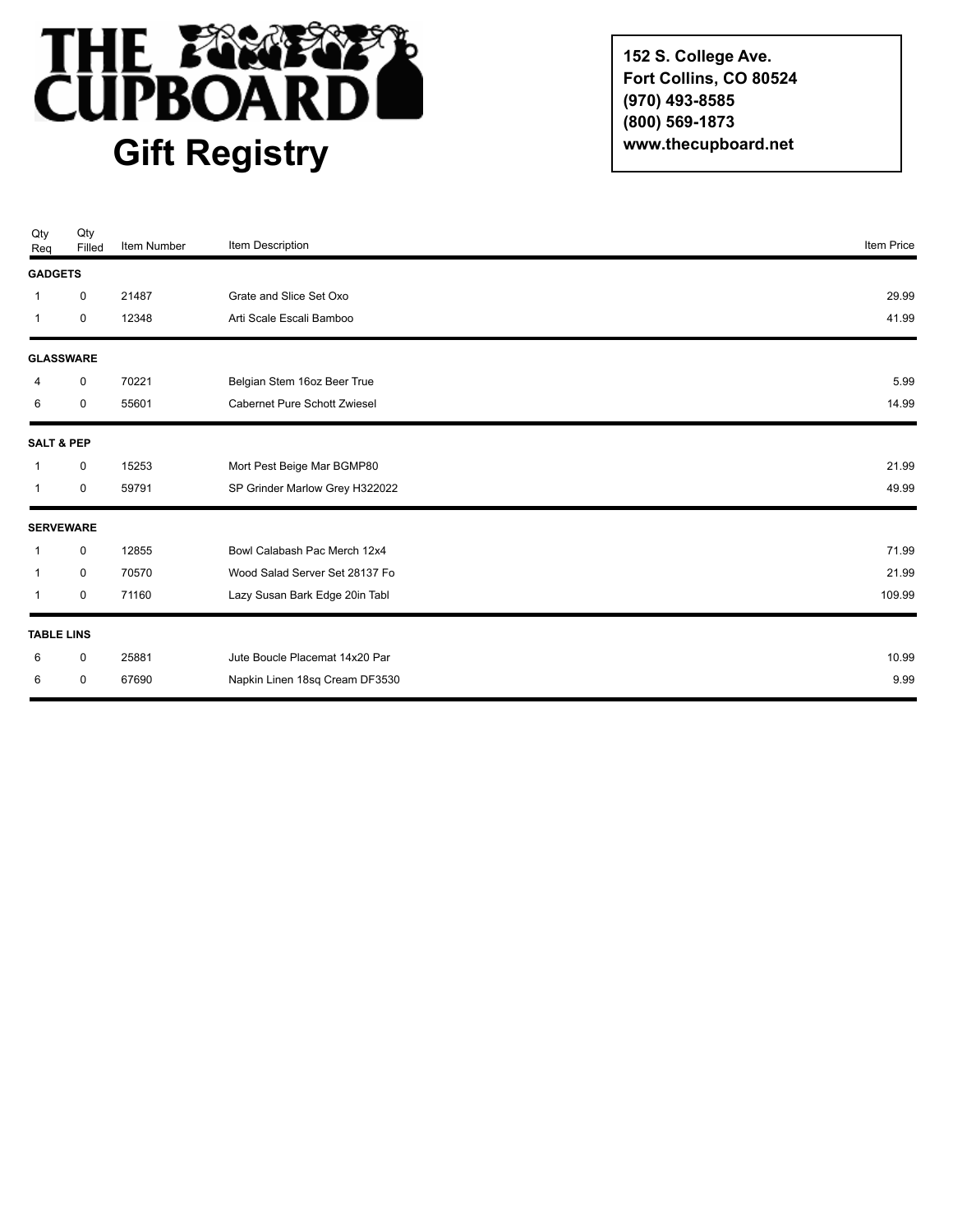# THE CUPBOARD

## Gift Registry

152 S. College Ave.
Fort Collins, CO 80524
(970) 493-8585
(800) 569-1873
www.thecupboard.net

| Qty Req | Qty Filled | Item Number | Item Description | Item Price |
|---|---|---|---|---|
| **GADGETS** | | | | |
| 1 | 0 | 21487 | Grate and Slice Set Oxo | 29.99 |
| 1 | 0 | 12348 | Arti Scale Escali Bamboo | 41.99 |
| **GLASSWARE** | | | | |
| 4 | 0 | 70221 | Belgian Stem 16oz Beer True | 5.99 |
| 6 | 0 | 55601 | Cabernet Pure Schott Zwiesel | 14.99 |
| **SALT & PEP** | | | | |
| 1 | 0 | 15253 | Mort Pest Beige Mar BGMP80 | 21.99 |
| 1 | 0 | 59791 | SP Grinder Marlow Grey H322022 | 49.99 |
| **SERVEWARE** | | | | |
| 1 | 0 | 12855 | Bowl Calabash Pac Merch 12x4 | 71.99 |
| 1 | 0 | 70570 | Wood Salad Server Set 28137 Fo | 21.99 |
| 1 | 0 | 71160 | Lazy Susan Bark Edge 20in Tabl | 109.99 |
| **TABLE LINS** | | | | |
| 6 | 0 | 25881 | Jute Boucle Placemat 14x20 Par | 10.99 |
| 6 | 0 | 67690 | Napkin Linen 18sq Cream DF3530 | 9.99 |